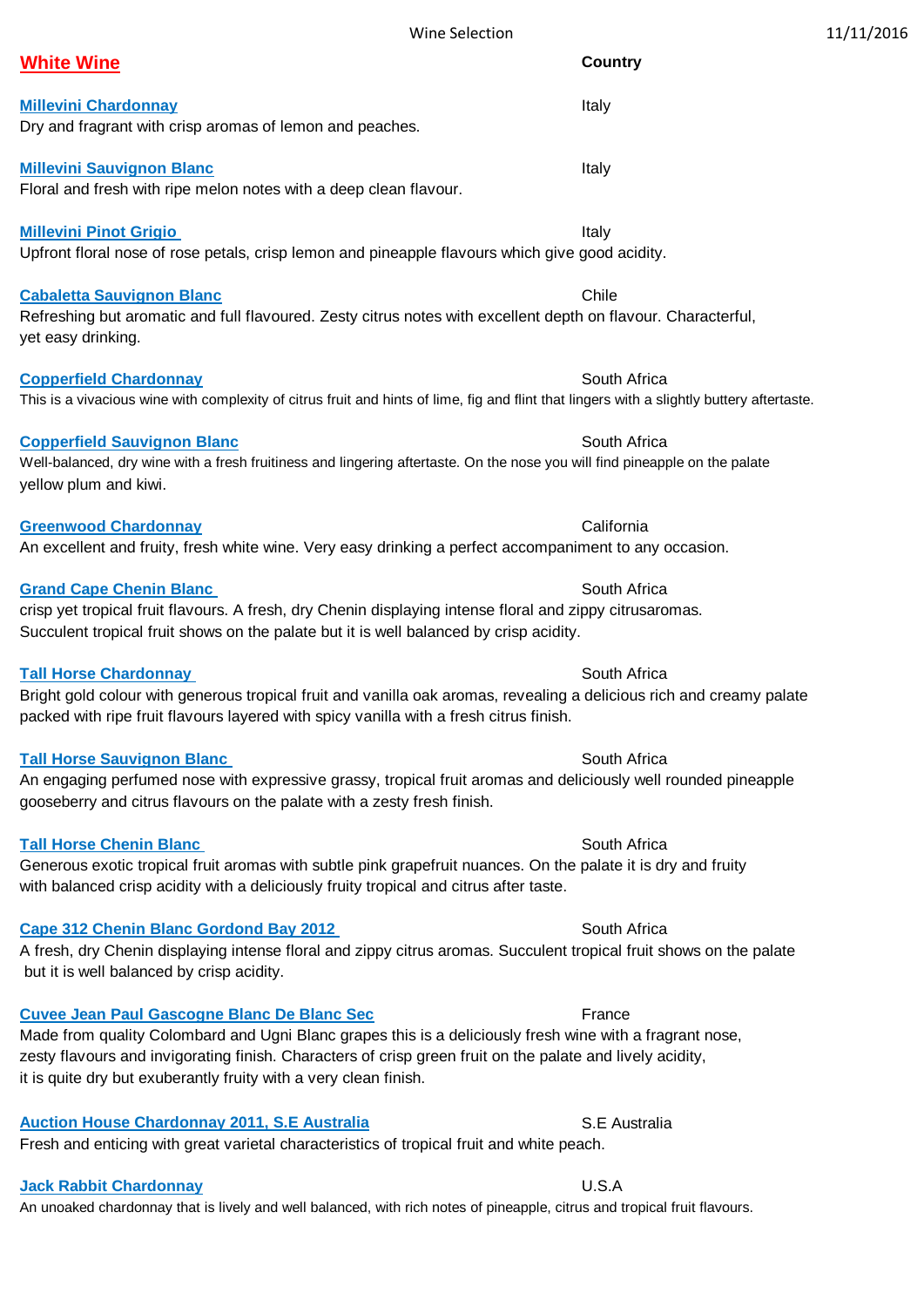Wine Selection 11/11/2016

## White Wine

**Country**

**Millevini Chardonnay** — Italy
Dry and fragrant with crisp aromas of lemon and peaches.

**Millevini Sauvignon Blanc** — Italy
Floral and fresh with ripe melon notes with a deep clean flavour.

**Millevini Pinot Grigio** — Italy
Upfront floral nose of rose petals, crisp lemon and pineapple flavours which give good acidity.

**Cabaletta Sauvignon Blanc** — Chile
Refreshing but aromatic and full flavoured. Zesty citrus notes with excellent depth on flavour. Characterful, yet easy drinking.

**Copperfield Chardonnay** — South Africa
This is a vivacious wine with complexity of citrus fruit and hints of lime, fig and flint that lingers with a slightly buttery aftertaste.

**Copperfield Sauvignon Blanc** — South Africa
Well-balanced, dry wine with a fresh fruitiness and lingering aftertaste. On the nose you will find pineapple on the palate yellow plum and kiwi.

**Greenwood Chardonnay** — California
An excellent and fruity, fresh white wine. Very easy drinking a perfect accompaniment to any occasion.

**Grand Cape Chenin Blanc** — South Africa
crisp yet tropical fruit flavours. A fresh, dry Chenin displaying intense floral and zippy citrusaromas. Succulent tropical fruit shows on the palate but it is well balanced by crisp acidity.

**Tall Horse Chardonnay** — South Africa
Bright gold colour with generous tropical fruit and vanilla oak aromas, revealing a delicious rich and creamy palate packed with ripe fruit flavours layered with spicy vanilla with a fresh citrus finish.

**Tall Horse Sauvignon Blanc** — South Africa
An engaging perfumed nose with expressive grassy, tropical fruit aromas and deliciously well rounded pineapple gooseberry and citrus flavours on the palate with a zesty fresh finish.

**Tall Horse Chenin Blanc** — South Africa
Generous exotic tropical fruit aromas with subtle pink grapefruit nuances. On the palate it is dry and fruity with balanced crisp acidity with a deliciously fruity tropical and citrus after taste.

**Cape 312 Chenin Blanc Gordond Bay 2012** — South Africa
A fresh, dry Chenin displaying intense floral and zippy citrus aromas. Succulent tropical fruit shows on the palate but it is well balanced by crisp acidity.

**Cuvee Jean Paul Gascogne Blanc De Blanc Sec** — France
Made from quality Colombard and Ugni Blanc grapes this is a deliciously fresh wine with a fragrant nose, zesty flavours and invigorating finish. Characters of crisp green fruit on the palate and lively acidity, it is quite dry but exuberantly fruity with a very clean finish.

**Auction House Chardonnay 2011, S.E Australia** — S.E Australia
Fresh and enticing with great varietal characteristics of tropical fruit and white peach.

**Jack Rabbit Chardonnay** — U.S.A
An unoaked chardonnay that is lively and well balanced, with rich notes of pineapple, citrus and tropical fruit flavours.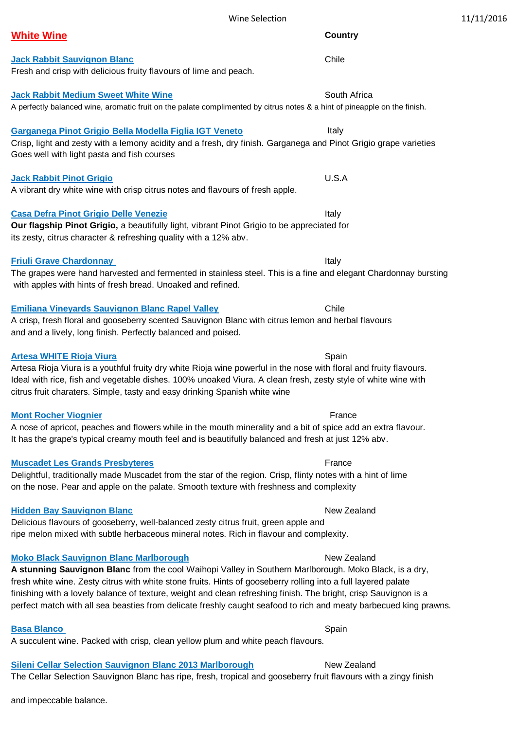## White Wine

**Country**

**Jack Rabbit Sauvignon Blanc** — Chile
Fresh and crisp with delicious fruity flavours of lime and peach.

**Jack Rabbit Medium Sweet White Wine** — South Africa
A perfectly balanced wine, aromatic fruit on the palate complimented by citrus notes & a hint of pineapple on the finish.

**Garganega Pinot Grigio Bella Modella Figlia IGT Veneto** — Italy
Crisp, light and zesty with a lemony acidity and a fresh, dry finish. Garganega and Pinot Grigio grape varieties
Goes well with light pasta and fish courses

**Jack Rabbit Pinot Grigio** — U.S.A
A vibrant dry white wine with crisp citrus notes and flavours of fresh apple.

**Casa Defra Pinot Grigio Delle Venezie** — Italy
**Our flagship Pinot Grigio,** a beautifully light, vibrant Pinot Grigio to be appreciated for its zesty, citrus character & refreshing quality with a 12% abv.

**Friuli Grave Chardonnay** — Italy
The grapes were hand harvested and fermented in stainless steel. This is a fine and elegant Chardonnay bursting with apples with hints of fresh bread. Unoaked and refined.

**Emiliana Vineyards Sauvignon Blanc Rapel Valley** — Chile
A crisp, fresh floral and gooseberry scented Sauvignon Blanc with citrus lemon and herbal flavours and and a lively, long finish. Perfectly balanced and poised.

**Artesa WHITE Rioja Viura** — Spain
Artesa Rioja Viura is a youthful fruity dry white Rioja wine powerful in the nose with floral and fruity flavours. Ideal with rice, fish and vegetable dishes. 100% unoaked Viura. A clean fresh, zesty style of white wine with citrus fruit charaters. Simple, tasty and easy drinking Spanish white wine

**Mont Rocher Viognier** — France
A nose of apricot, peaches and flowers while in the mouth minerality and a bit of spice add an extra flavour. It has the grape's typical creamy mouth feel and is beautifully balanced and fresh at just 12% abv.

**Muscadet Les Grands Presbyteres** — France
Delightful, traditionally made Muscadet from the star of the region. Crisp, flinty notes with a hint of lime on the nose. Pear and apple on the palate. Smooth texture with freshness and complexity

**Hidden Bay Sauvignon Blanc** — New Zealand
Delicious flavours of gooseberry, well-balanced zesty citrus fruit, green apple and ripe melon mixed with subtle herbaceous mineral notes. Rich in flavour and complexity.

**Moko Black Sauvignon Blanc Marlborough** — New Zealand
**A stunning Sauvignon Blanc** from the cool Waihopi Valley in Southern Marlborough. Moko Black, is a dry, fresh white wine. Zesty citrus with white stone fruits. Hints of gooseberry rolling into a full layered palate finishing with a lovely balance of texture, weight and clean refreshing finish. The bright, crisp Sauvignon is a perfect match with all sea beasties from delicate freshly caught seafood to rich and meaty barbecued king prawns.

**Basa Blanco** — Spain
A succulent wine. Packed with crisp, clean yellow plum and white peach flavours.

**Sileni Cellar Selection Sauvignon Blanc 2013 Marlborough** — New Zealand
The Cellar Selection Sauvignon Blanc has ripe, fresh, tropical and gooseberry fruit flavours with a zingy finish

and impeccable balance.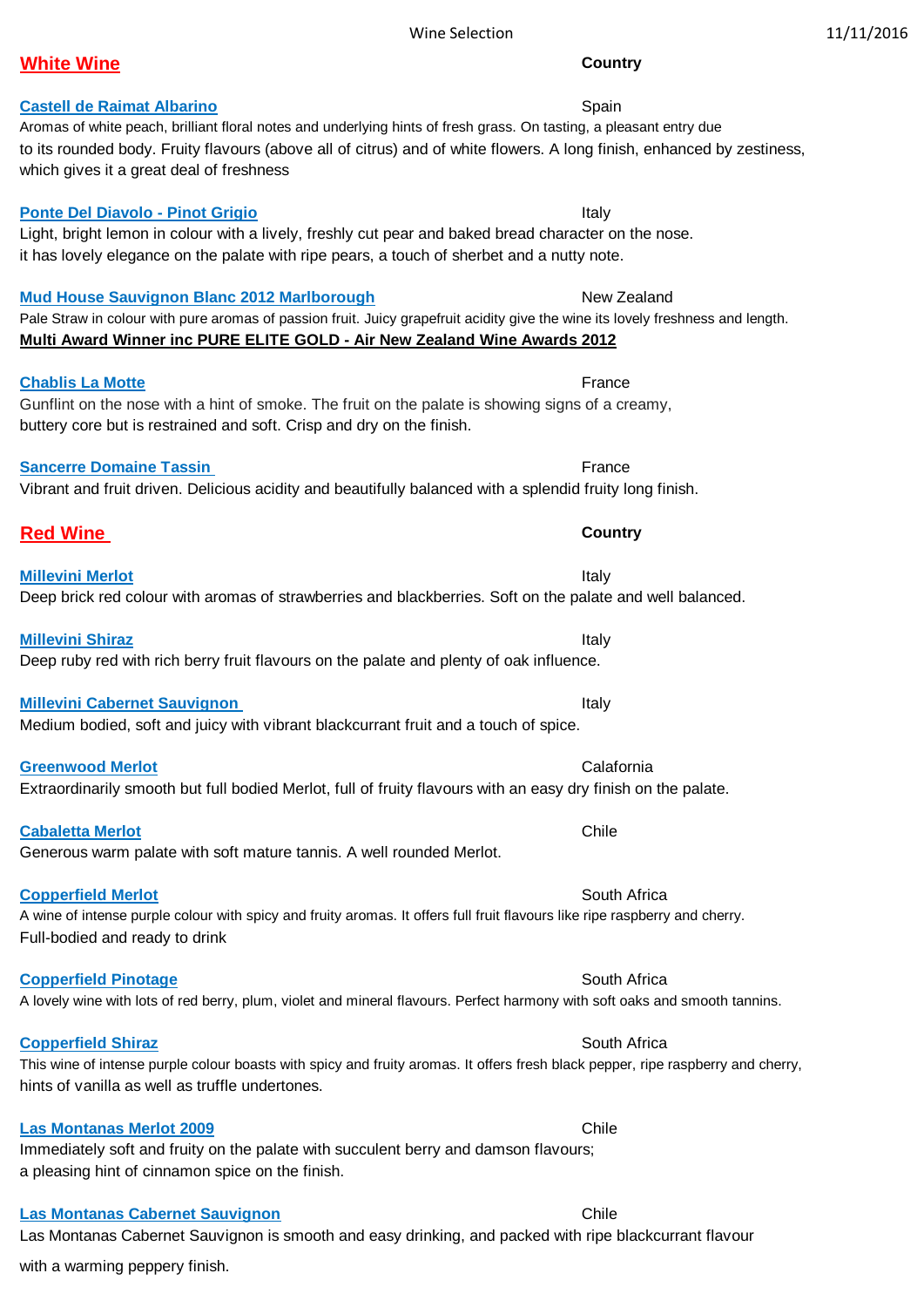## White Wine

**Country**

**Castell de Raimat Albarino** — Spain

Aromas of white peach, brilliant floral notes and underlying hints of fresh grass. On tasting, a pleasant entry due to its rounded body. Fruity flavours (above all of citrus) and of white flowers. A long finish, enhanced by zestiness, which gives it a great deal of freshness

**Ponte Del Diavolo - Pinot Grigio** — Italy

Light, bright lemon in colour with a lively, freshly cut pear and baked bread character on the nose. it has lovely elegance on the palate with ripe pears, a touch of sherbet and a nutty note.

**Mud House Sauvignon Blanc 2012 Marlborough** — New Zealand

Pale Straw in colour with pure aromas of passion fruit. Juicy grapefruit acidity give the wine its lovely freshness and length.

**Multi Award Winner inc PURE ELITE GOLD - Air New Zealand Wine Awards 2012**

**Chablis La Motte** — France

Gunflint on the nose with a hint of smoke. The fruit on the palate is showing signs of a creamy, buttery core but is restrained and soft. Crisp and dry on the finish.

**Sancerre Domaine Tassin** — France

Vibrant and fruit driven. Delicious acidity and beautifully balanced with a splendid fruity long finish.

## Red Wine

**Country**

**Millevini Merlot** — Italy

Deep brick red colour with aromas of strawberries and blackberries. Soft on the palate and well balanced.

**Millevini Shiraz** — Italy

Deep ruby red with rich berry fruit flavours on the palate and plenty of oak influence.

**Millevini Cabernet Sauvignon** — Italy

Medium bodied, soft and juicy with vibrant blackcurrant fruit and a touch of spice.

**Greenwood Merlot** — Calafornia

Extraordinarily smooth but full bodied Merlot, full of fruity flavours with an easy dry finish on the palate.

**Cabaletta Merlot** — Chile

Generous warm palate with soft mature tannis. A well rounded Merlot.

**Copperfield Merlot** — South Africa

A wine of intense purple colour with spicy and fruity aromas. It offers full fruit flavours like ripe raspberry and cherry. Full-bodied and ready to drink

**Copperfield Pinotage** — South Africa

A lovely wine with lots of red berry, plum, violet and mineral flavours. Perfect harmony with soft oaks and smooth tannins.

**Copperfield Shiraz** — South Africa

This wine of intense purple colour boasts with spicy and fruity aromas. It offers fresh black pepper, ripe raspberry and cherry, hints of vanilla as well as truffle undertones.

**Las Montanas Merlot 2009** — Chile

Immediately soft and fruity on the palate with succulent berry and damson flavours; a pleasing hint of cinnamon spice on the finish.

**Las Montanas Cabernet Sauvignon** — Chile

Las Montanas Cabernet Sauvignon is smooth and easy drinking, and packed with ripe blackcurrant flavour with a warming peppery finish.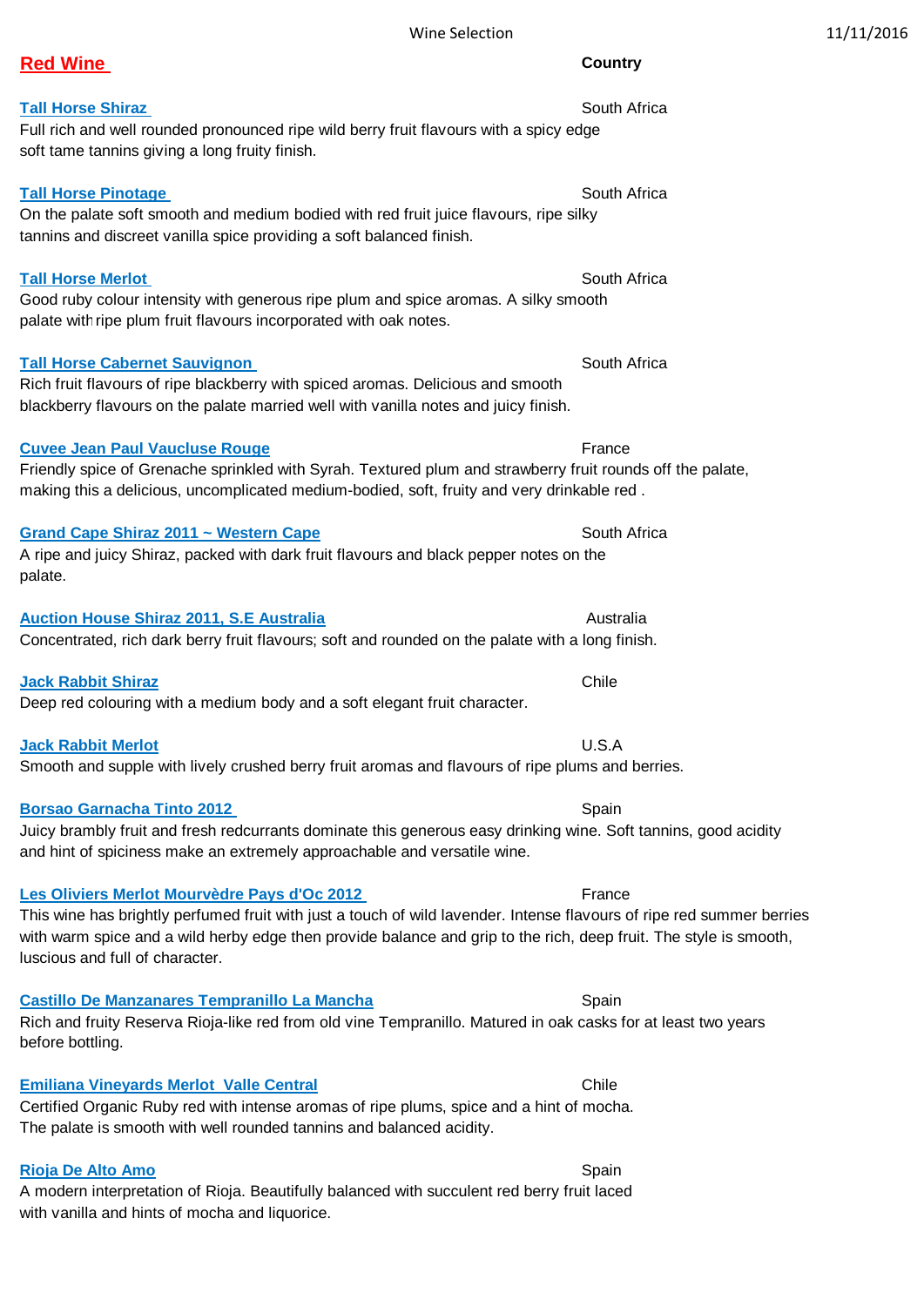## Red Wine

**Country**

**Tall Horse Shiraz** — South Africa

Full rich and well rounded pronounced ripe wild berry fruit flavours with a spicy edge soft tame tannins giving a long fruity finish.

**Tall Horse Pinotage** — South Africa

On the palate soft smooth and medium bodied with red fruit juice flavours, ripe silky tannins and discreet vanilla spice providing a soft balanced finish.

**Tall Horse Merlot** — South Africa

Good ruby colour intensity with generous ripe plum and spice aromas. A silky smooth palate with ripe plum fruit flavours incorporated with oak notes.

**Tall Horse Cabernet Sauvignon** — South Africa

Rich fruit flavours of ripe blackberry with spiced aromas. Delicious and smooth blackberry flavours on the palate married well with vanilla notes and juicy finish.

**Cuvee Jean Paul Vaucluse Rouge** — France

Friendly spice of Grenache sprinkled with Syrah. Textured plum and strawberry fruit rounds off the palate, making this a delicious, uncomplicated medium-bodied, soft, fruity and very drinkable red .

**Grand Cape Shiraz 2011 ~ Western Cape** — South Africa

A ripe and juicy Shiraz, packed with dark fruit flavours and black pepper notes on the palate.

**Auction House Shiraz 2011, S.E Australia** — Australia

Concentrated, rich dark berry fruit flavours; soft and rounded on the palate with a long finish.

**Jack Rabbit Shiraz** — Chile

Deep red colouring with a medium body and a soft elegant fruit character.

**Jack Rabbit Merlot** — U.S.A

Smooth and supple with lively crushed berry fruit aromas and flavours of ripe plums and berries.

**Borsao Garnacha Tinto 2012** — Spain

Juicy brambly fruit and fresh redcurrants dominate this generous easy drinking wine. Soft tannins, good acidity and hint of spiciness make an extremely approachable and versatile wine.

**Les Oliviers Merlot Mourvèdre Pays d'Oc 2012** — France

This wine has brightly perfumed fruit with just a touch of wild lavender. Intense flavours of ripe red summer berries with warm spice and a wild herby edge then provide balance and grip to the rich, deep fruit. The style is smooth, luscious and full of character.

**Castillo De Manzanares Tempranillo La Mancha** — Spain

Rich and fruity Reserva Rioja-like red from old vine Tempranillo. Matured in oak casks for at least two years before bottling.

**Emiliana Vineyards Merlot Valle Central** — Chile

Certified Organic Ruby red with intense aromas of ripe plums, spice and a hint of mocha. The palate is smooth with well rounded tannins and balanced acidity.

**Rioja De Alto Amo** — Spain

A modern interpretation of Rioja. Beautifully balanced with succulent red berry fruit laced with vanilla and hints of mocha and liquorice.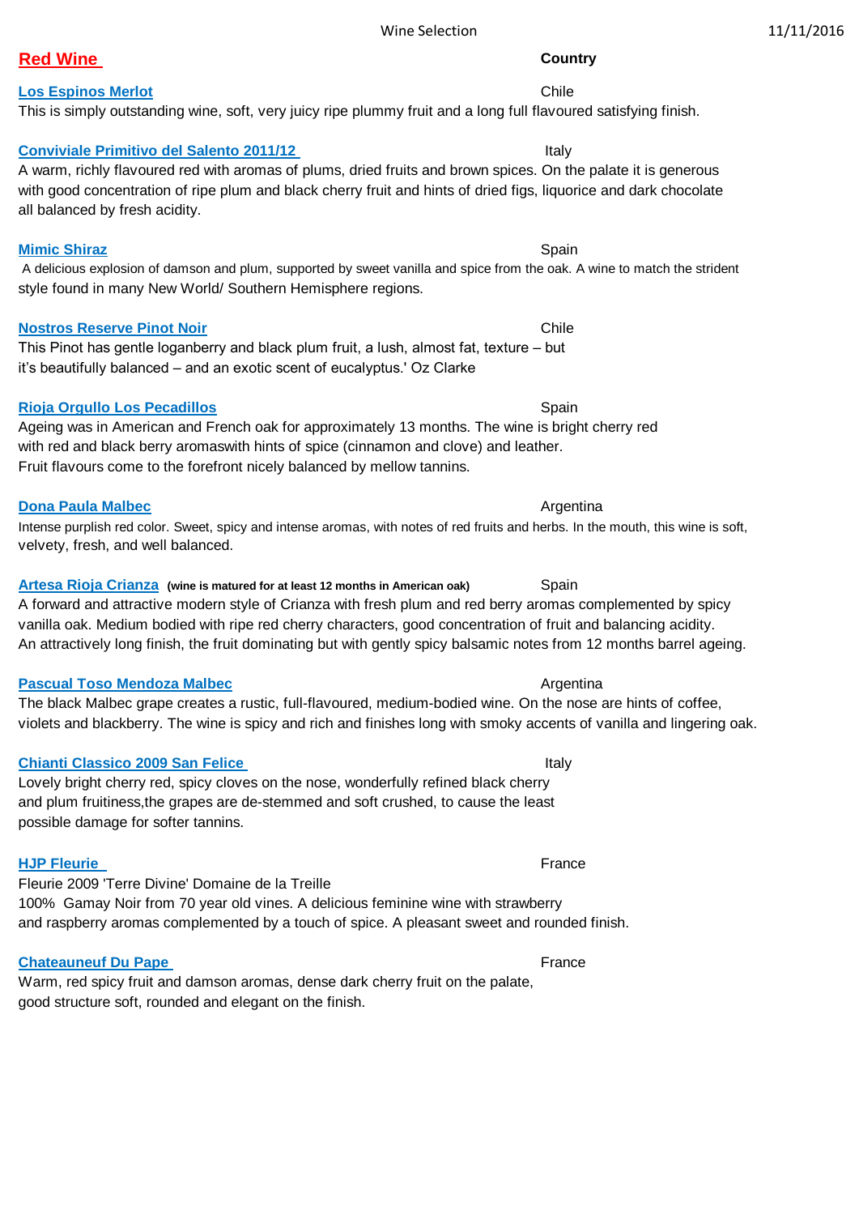## Red Wine

**Country**

**Los Espinos Merlot** — Chile

This is simply outstanding wine, soft, very juicy ripe plummy fruit and a long full flavoured satisfying finish.

**Conviviale Primitivo del Salento 2011/12** — Italy

A warm, richly flavoured red with aromas of plums, dried fruits and brown spices. On the palate it is generous with good concentration of ripe plum and black cherry fruit and hints of dried figs, liquorice and dark chocolate all balanced by fresh acidity.

**Mimic Shiraz** — Spain

A delicious explosion of damson and plum, supported by sweet vanilla and spice from the oak. A wine to match the strident style found in many New World/ Southern Hemisphere regions.

**Nostros Reserve Pinot Noir** — Chile

This Pinot has gentle loganberry and black plum fruit, a lush, almost fat, texture – but it's beautifully balanced – and an exotic scent of eucalyptus.' Oz Clarke

**Rioja Orgullo Los Pecadillos** — Spain

Ageing was in American and French oak for approximately 13 months. The wine is bright cherry red with red and black berry aromaswith hints of spice (cinnamon and clove) and leather.
Fruit flavours come to the forefront nicely balanced by mellow tannins.

**Dona Paula Malbec** — Argentina

Intense purplish red color. Sweet, spicy and intense aromas, with notes of red fruits and herbs. In the mouth, this wine is soft, velvety, fresh, and well balanced.

**Artesa Rioja Crianza** **(wine is matured for at least 12 months in American oak)** — Spain

A forward and attractive modern style of Crianza with fresh plum and red berry aromas complemented by spicy vanilla oak. Medium bodied with ripe red cherry characters, good concentration of fruit and balancing acidity. An attractively long finish, the fruit dominating but with gently spicy balsamic notes from 12 months barrel ageing.

**Pascual Toso Mendoza Malbec** — Argentina

The black Malbec grape creates a rustic, full-flavoured, medium-bodied wine. On the nose are hints of coffee, violets and blackberry. The wine is spicy and rich and finishes long with smoky accents of vanilla and lingering oak.

**Chianti Classico 2009 San Felice** — Italy

Lovely bright cherry red, spicy cloves on the nose, wonderfully refined black cherry and plum fruitiness,the grapes are de-stemmed and soft crushed, to cause the least possible damage for softer tannins.

**HJP Fleurie** — France

Fleurie 2009 'Terre Divine' Domaine de la Treille
100% Gamay Noir from 70 year old vines. A delicious feminine wine with strawberry and raspberry aromas complemented by a touch of spice. A pleasant sweet and rounded finish.

**Chateauneuf Du Pape** — France

Warm, red spicy fruit and damson aromas, dense dark cherry fruit on the palate, good structure soft, rounded and elegant on the finish.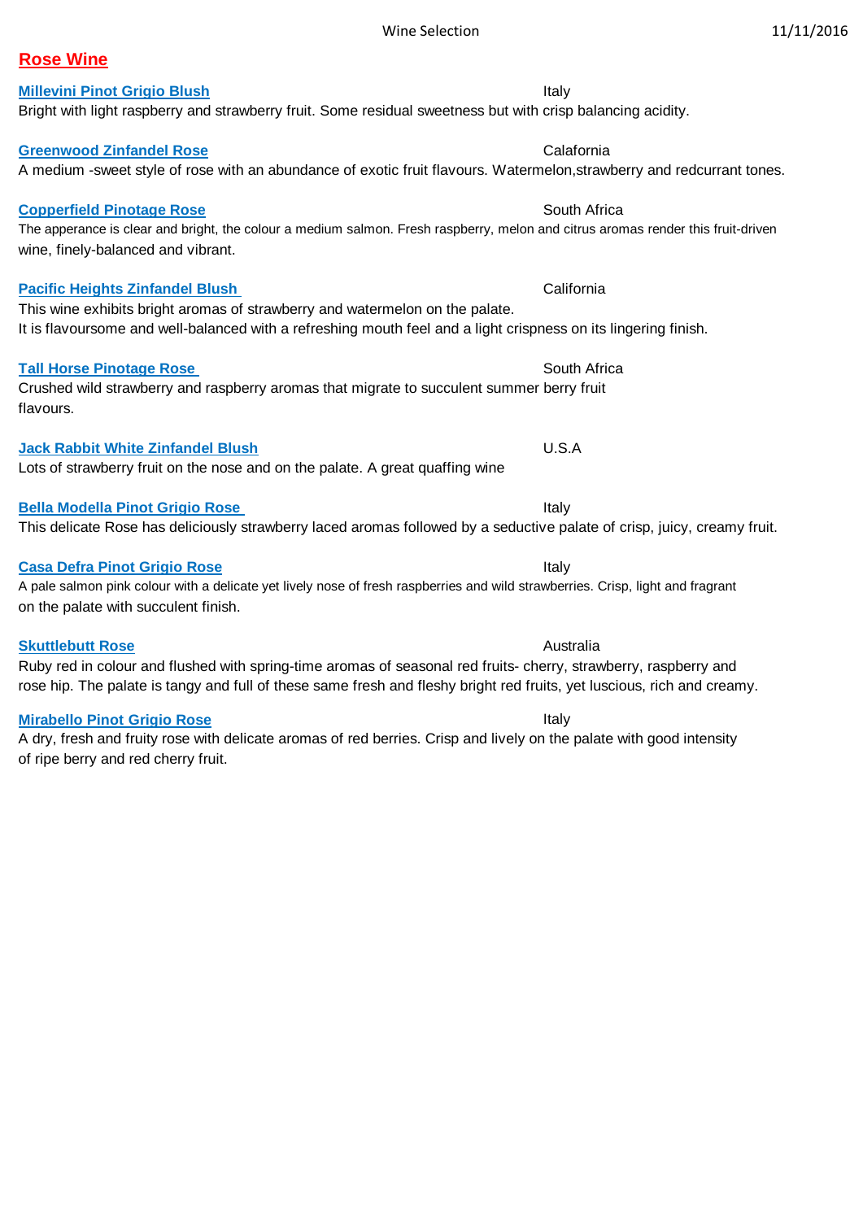## Rose Wine

**Millevini Pinot Grigio Blush** — Italy

Bright with light raspberry and strawberry fruit. Some residual sweetness but with crisp balancing acidity.

**Greenwood Zinfandel Rose** — Calafornia

A medium -sweet style of rose with an abundance of exotic fruit flavours. Watermelon,strawberry and redcurrant tones.

**Copperfield Pinotage Rose** — South Africa

The apperance is clear and bright, the colour a medium salmon. Fresh raspberry, melon and citrus aromas render this fruit-driven wine, finely-balanced and vibrant.

**Pacific Heights Zinfandel Blush** — California

This wine exhibits bright aromas of strawberry and watermelon on the palate.
It is flavoursome and well-balanced with a refreshing mouth feel and a light crispness on its lingering finish.

**Tall Horse Pinotage Rose** — South Africa

Crushed wild strawberry and raspberry aromas that migrate to succulent summer berry fruit flavours.

**Jack Rabbit White Zinfandel Blush** — U.S.A

Lots of strawberry fruit on the nose and on the palate. A great quaffing wine

**Bella Modella Pinot Grigio Rose** — Italy

This delicate Rose has deliciously strawberry laced aromas followed by a seductive palate of crisp, juicy, creamy fruit.

**Casa Defra Pinot Grigio Rose** — Italy

A pale salmon pink colour with a delicate yet lively nose of fresh raspberries and wild strawberries. Crisp, light and fragrant on the palate with succulent finish.

**Skuttlebutt Rose** — Australia

Ruby red in colour and flushed with spring-time aromas of seasonal red fruits- cherry, strawberry, raspberry and rose hip. The palate is tangy and full of these same fresh and fleshy bright red fruits, yet luscious, rich and creamy.

**Mirabello Pinot Grigio Rose** — Italy

A dry, fresh and fruity rose with delicate aromas of red berries. Crisp and lively on the palate with good intensity of ripe berry and red cherry fruit.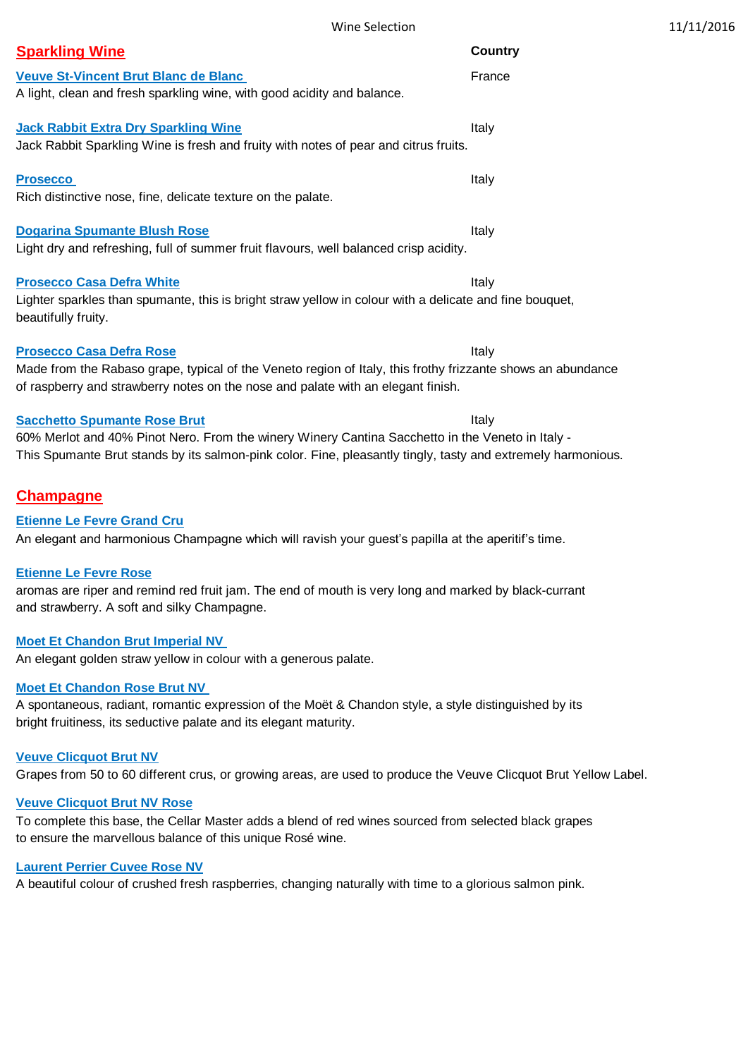## Sparkling Wine

**Country**

**Veuve St-Vincent Brut Blanc de Blanc** — France
A light, clean and fresh sparkling wine, with good acidity and balance.

**Jack Rabbit Extra Dry Sparkling Wine** — Italy
Jack Rabbit Sparkling Wine is fresh and fruity with notes of pear and citrus fruits.

**Prosecco** — Italy
Rich distinctive nose, fine, delicate texture on the palate.

**Dogarina Spumante Blush Rose** — Italy
Light dry and refreshing, full of summer fruit flavours, well balanced crisp acidity.

**Prosecco Casa Defra White** — Italy
Lighter sparkles than spumante, this is bright straw yellow in colour with a delicate and fine bouquet, beautifully fruity.

**Prosecco Casa Defra Rose** — Italy
Made from the Rabaso grape, typical of the Veneto region of Italy, this frothy frizzante shows an abundance of raspberry and strawberry notes on the nose and palate with an elegant finish.

**Sacchetto Spumante Rose Brut** — Italy
60% Merlot and 40% Pinot Nero. From the winery Winery Cantina Sacchetto in the Veneto in Italy - This Spumante Brut stands by its salmon-pink color. Fine, pleasantly tingly, tasty and extremely harmonious.

## Champagne

**Etienne Le Fevre Grand Cru**
An elegant and harmonious Champagne which will ravish your guest's papilla at the aperitif's time.

**Etienne Le Fevre Rose**
aromas are riper and remind red fruit jam. The end of mouth is very long and marked by black-currant and strawberry. A soft and silky Champagne.

**Moet Et Chandon Brut Imperial NV**
An elegant golden straw yellow in colour with a generous palate.

**Moet Et Chandon Rose Brut NV**
A spontaneous, radiant, romantic expression of the Moët & Chandon style, a style distinguished by its bright fruitiness, its seductive palate and its elegant maturity.

**Veuve Clicquot Brut NV**
Grapes from 50 to 60 different crus, or growing areas, are used to produce the Veuve Clicquot Brut Yellow Label.

**Veuve Clicquot Brut NV Rose**
To complete this base, the Cellar Master adds a blend of red wines sourced from selected black grapes to ensure the marvellous balance of this unique Rosé wine.

**Laurent Perrier Cuvee Rose NV**
A beautiful colour of crushed fresh raspberries, changing naturally with time to a glorious salmon pink.